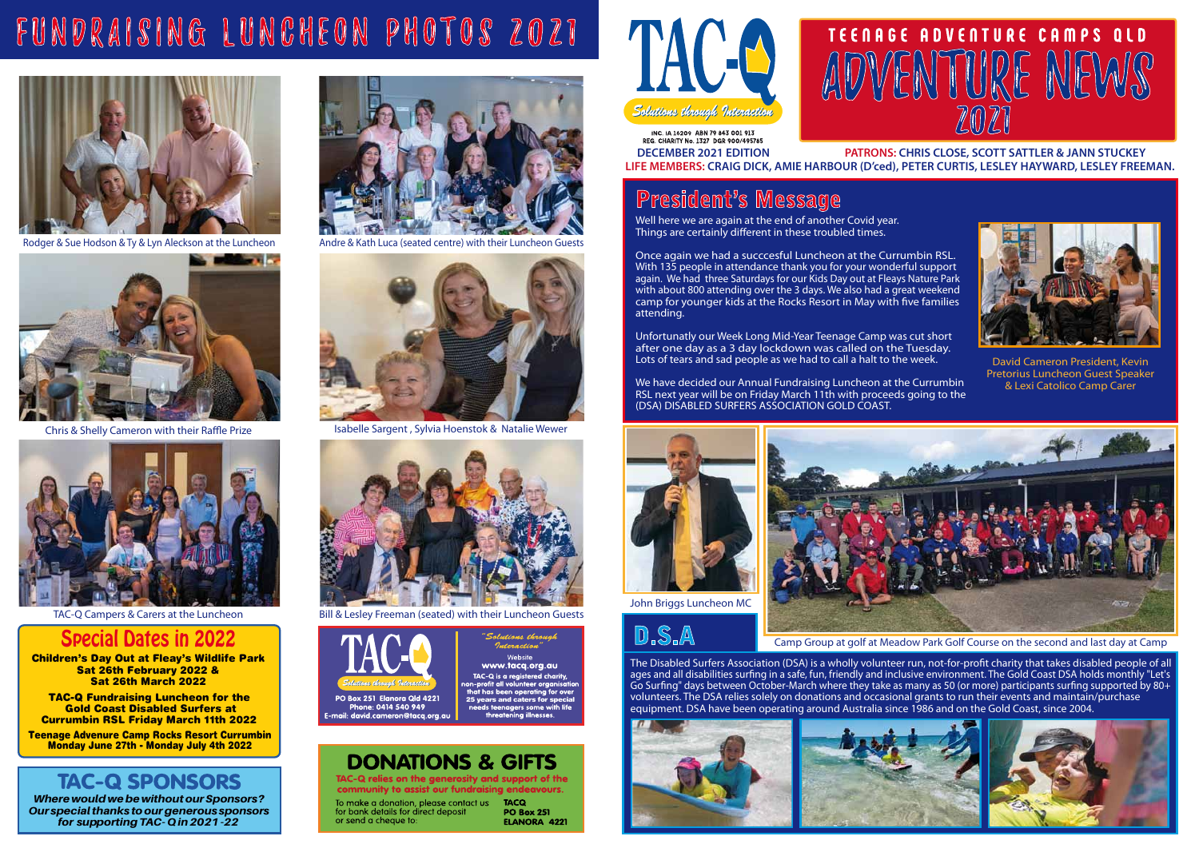# FUNDRAISING LUNCHEON PHOTOS 2021

Rodger & Sue Hodson & Ty & Lyn Aleckson at the Luncheon

Andre & Kath Luca (seated centre) with their Luncheon Guests

Chris & Shelly Cameron with their Raffle Prize

Isabelle Sargent , Sylvia Hoenstok & Natalie Wewer

TAC-Q Campers & Carers at the Luncheon

Bill & Lesley Freeman (seated) with their Luncheon Guests

## Special Dates in 2022

**Children's Day Out at Fleay's Wildlife Park**
**Sat 26th February 2022 &**
**Sat 26th March 2022**

**TAC-Q Fundraising Luncheon for the Gold Coast Disabled Surfers at Currumbin RSL Friday March 11th 2022**

**Teenage Advenure Camp Rocks Resort Currumbin Monday June 27th - Monday July 4th 2022**

## TAC-Q SPONSORS

***Where would we be without our Sponsors? Our special thanks to our generous sponsors for supporting TAC- Q in 2021 -22***

TAC-Q

*Solutions through Interaction*

PO Box 251 Elanora Qld 4221
Phone: 0414 540 949
E-mail: david.cameron@tacq.org.au

*"Solutions through Interaction"*

Website
**www.tacq.org.au**

TAC-Q is a registered charity, non-profit all volunteer organisation that has been operating for over 25 years and caters for special needs teenagers some with life threatening illnesses.

## DONATIONS & GIFTS

TAC-Q relies on the generosity and support of the community to assist our fundraising endeavours.

To make a donation, please contact us for bank details for direct deposit or send a cheque to:

**TACQ**
**PO Box 251**
**ELANORA 4221**

---

TAC-Q

*Solutions through Interaction*

INC. IA 16209 ABN 79 843 001 913
REG. CHARITY No. 1327 DGR 900/495765

# TEENAGE ADVENTURE CAMPS QLD ADVENTURE NEWS 2021

**DECEMBER 2021 EDITION**

**PATRONS: CHRIS CLOSE, SCOTT SATTLER & JANN STUCKEY**

**LIFE MEMBERS: CRAIG DICK, AMIE HARBOUR (D'ced), PETER CURTIS, LESLEY HAYWARD, LESLEY FREEMAN.**

## President's Message

Well here we are again at the end of another Covid year. Things are certainly different in these troubled times.

Once again we had a succcesful Luncheon at the Currumbin RSL. With 135 people in attendance thank you for your wonderful support again. We had three Saturdays for our Kids Day out at Fleays Nature Park with about 800 attending over the 3 days. We also had a great weekend camp for younger kids at the Rocks Resort in May with five families attending.

Unfortunatly our Week Long Mid-Year Teenage Camp was cut short after one day as a 3 day lockdown was called on the Tuesday. Lots of tears and sad people as we had to call a halt to the week.

We have decided our Annual Fundraising Luncheon at the Currumbin RSL next year will be on Friday March 11th with proceeds going to the (DSA) DISABLED SURFERS ASSOCIATION GOLD COAST.

David Cameron President, Kevin Pretorius Luncheon Guest Speaker & Lexi Catolico Camp Carer

John Briggs Luncheon MC

Camp Group at golf at Meadow Park Golf Course on the second and last day at Camp

## D.S.A

The Disabled Surfers Association (DSA) is a wholly volunteer run, not-for-profit charity that takes disabled people of all ages and all disabilities surfing in a safe, fun, friendly and inclusive environment. The Gold Coast DSA holds monthly "Let's Go Surfing" days between October-March where they take as many as 50 (or more) participants surfing supported by 80+ volunteers. The DSA relies solely on donations and occasional grants to run their events and maintain/purchase equipment. DSA have been operating around Australia since 1986 and on the Gold Coast, since 2004.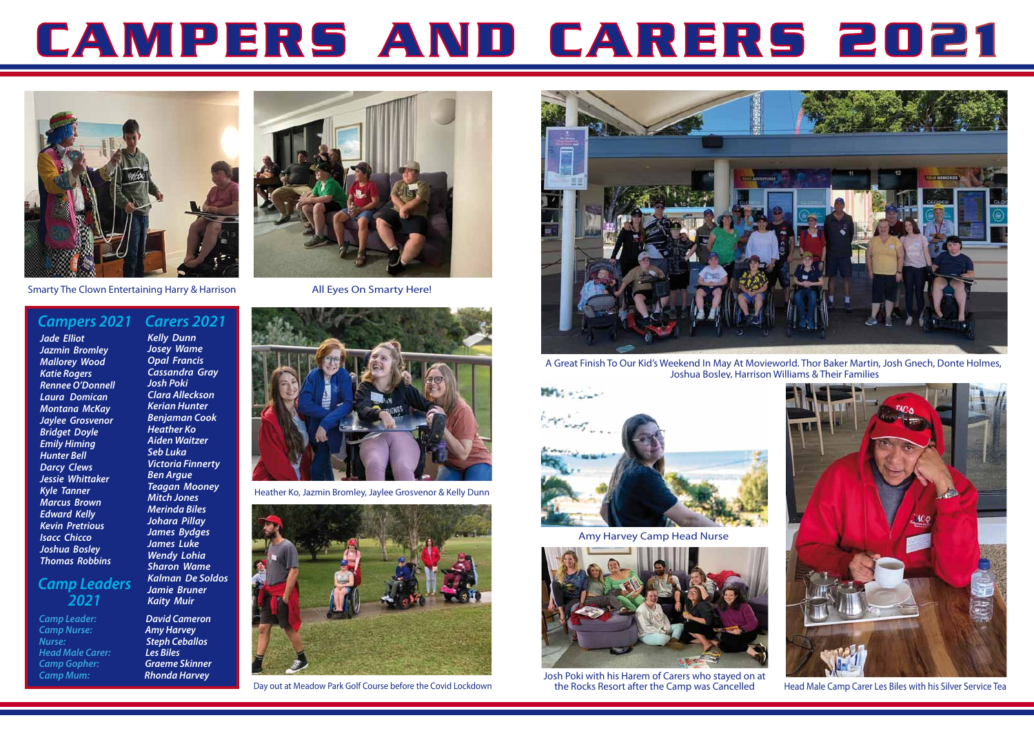# CAMPERS AND CARERS 2021

Smarty The Clown Entertaining Harry & Harrison

All Eyes On Smarty Here!

A Great Finish To Our Kid's Weekend In May At Movieworld. Thor Baker Martin, Josh Gnech, Donte Holmes, Joshua Bosley, Harrison Williams & Their Families

## Campers 2021

*Jade Elliot*
*Jazmin Bromley*
*Mallorey Wood*
*Katie Rogers*
*Rennee O'Donnell*
*Laura Domican*
*Montana McKay*
*Jaylee Grosvenor*
*Bridget Doyle*
*Emily Himing*
*Hunter Bell*
*Darcy Clews*
*Jessie Whittaker*
*Kyle Tanner*
*Marcus Brown*
*Edward Kelly*
*Kevin Pretrious*
*Isacc Chicco*
*Joshua Bosley*
*Thomas Robbins*

## Carers 2021

*Kelly Dunn*
*Josey Wame*
*Opal Francis*
*Cassandra Gray*
*Josh Poki*
*Clara Allеckson*
*Kerian Hunter*
*Benjaman Cook*
*Heather Ko*
*Aiden Waitzer*
*Seb Luka*
*Victoria Finnerty*
*Ben Argue*
*Teagan Mooney*
*Mitch Jones*
*Merinda Biles*
*Johara Pillay*
*James Bydges*
*James Luke*
*Wendy Lohia*
*Sharon Wame*
*Kalman De Soldos*
*Jamie Bruner*
*Kaity Muir*

## Camp Leaders 2021

| | |
|---|---|
| *Camp Leader:* | *David Cameron* |
| *Camp Nurse:* | *Amy Harvey* |
| *Nurse:* | *Steph Ceballos* |
| *Head Male Carer:* | *Les Biles* |
| *Camp Gopher:* | *Graeme Skinner* |
| *Camp Mum:* | *Rhonda Harvey* |

Heather Ko, Jazmin Bromley, Jaylee Grosvenor & Kelly Dunn

Day out at Meadow Park Golf Course before the Covid Lockdown

Amy Harvey Camp Head Nurse

Josh Poki with his Harem of Carers who stayed on at the Rocks Resort after the Camp was Cancelled

Head Male Camp Carer Les Biles with his Silver Service Tea